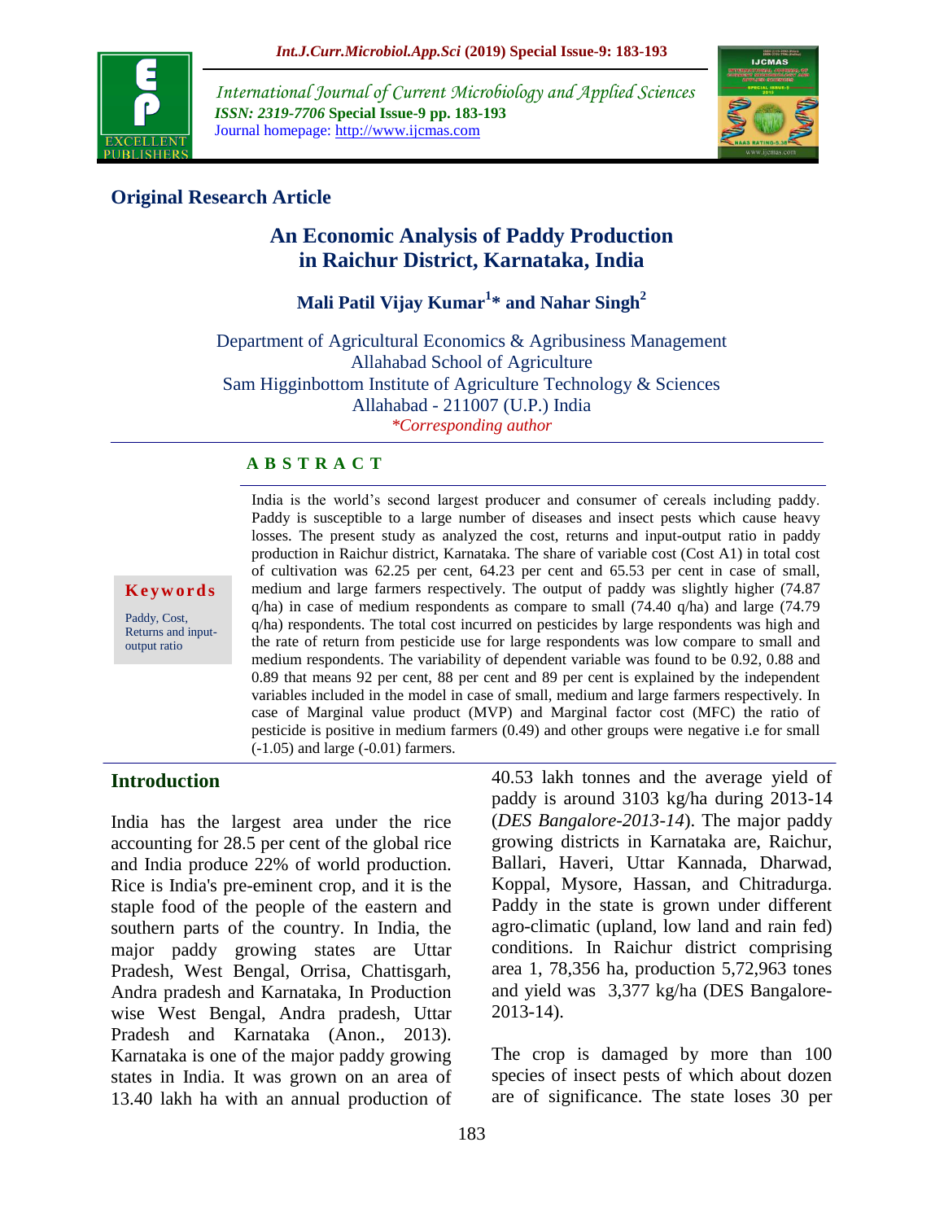## Original Research Article

# An Economic Analysis of Paddy Production in Raichur District, Karnataka, India

**Mali Patil Vijay Kumar[1]* and Nahar Singh[2]**

Department of Agricultural Economics & Agribusiness Management
Allahabad School of Agriculture
Sam Higginbottom Institute of Agriculture Technology & Sciences
Allahabad - 211007 (U.P.) India
*Corresponding author

### ABSTRACT

**Keywords**

Paddy, Cost, Returns and input-output ratio

India is the world's second largest producer and consumer of cereals including paddy. Paddy is susceptible to a large number of diseases and insect pests which cause heavy losses. The present study as analyzed the cost, returns and input-output ratio in paddy production in Raichur district, Karnataka. The share of variable cost (Cost A1) in total cost of cultivation was 62.25 per cent, 64.23 per cent and 65.53 per cent in case of small, medium and large farmers respectively. The output of paddy was slightly higher (74.87 q/ha) in case of medium respondents as compare to small (74.40 q/ha) and large (74.79 q/ha) respondents. The total cost incurred on pesticides by large respondents was high and the rate of return from pesticide use for large respondents was low compare to small and medium respondents. The variability of dependent variable was found to be 0.92, 0.88 and 0.89 that means 92 per cent, 88 per cent and 89 per cent is explained by the independent variables included in the model in case of small, medium and large farmers respectively. In case of Marginal value product (MVP) and Marginal factor cost (MFC) the ratio of pesticide is positive in medium farmers (0.49) and other groups were negative i.e for small (-1.05) and large (-0.01) farmers.

## Introduction

India has the largest area under the rice accounting for 28.5 per cent of the global rice and India produce 22% of world production. Rice is India's pre-eminent crop, and it is the staple food of the people of the eastern and southern parts of the country. In India, the major paddy growing states are Uttar Pradesh, West Bengal, Orrisa, Chattisgarh, Andra pradesh and Karnataka, In Production wise West Bengal, Andra pradesh, Uttar Pradesh and Karnataka (Anon., 2013). Karnataka is one of the major paddy growing states in India. It was grown on an area of 13.40 lakh ha with an annual production of 40.53 lakh tonnes and the average yield of paddy is around 3103 kg/ha during 2013-14 (*DES Bangalore-2013-14*). The major paddy growing districts in Karnataka are, Raichur, Ballari, Haveri, Uttar Kannada, Dharwad, Koppal, Mysore, Hassan, and Chitradurga. Paddy in the state is grown under different agro-climatic (upland, low land and rain fed) conditions. In Raichur district comprising area 1, 78,356 ha, production 5,72,963 tones and yield was 3,377 kg/ha (DES Bangalore-2013-14).

The crop is damaged by more than 100 species of insect pests of which about dozen are of significance. The state loses 30 per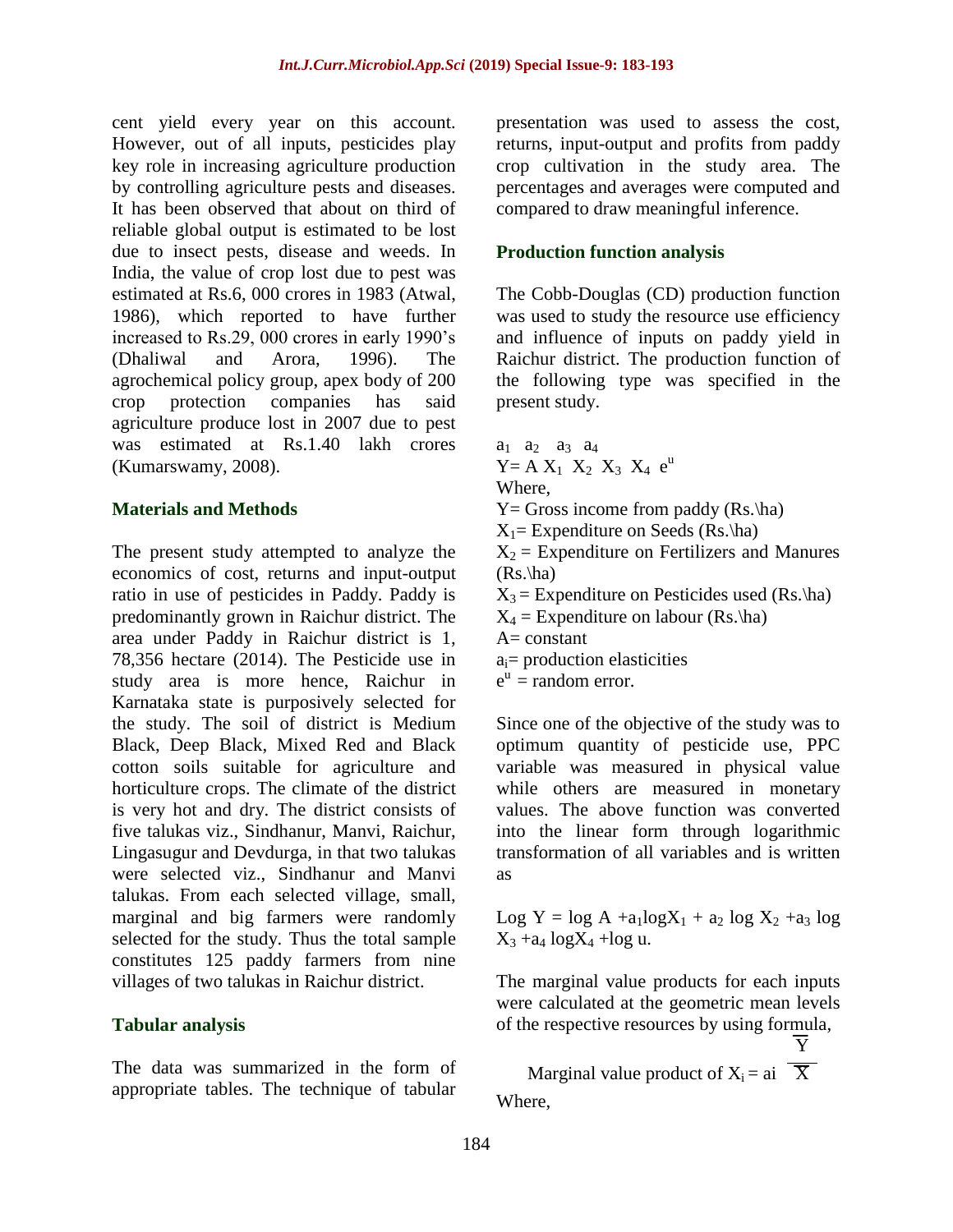cent yield every year on this account. However, out of all inputs, pesticides play key role in increasing agriculture production by controlling agriculture pests and diseases. It has been observed that about on third of reliable global output is estimated to be lost due to insect pests, disease and weeds. In India, the value of crop lost due to pest was estimated at Rs.6, 000 crores in 1983 (Atwal, 1986), which reported to have further increased to Rs.29, 000 crores in early 1990's (Dhaliwal and Arora, 1996). The agrochemical policy group, apex body of 200 crop protection companies has said agriculture produce lost in 2007 due to pest was estimated at Rs.1.40 lakh crores (Kumarswamy, 2008).

## Materials and Methods

The present study attempted to analyze the economics of cost, returns and input-output ratio in use of pesticides in Paddy. Paddy is predominantly grown in Raichur district. The area under Paddy in Raichur district is 1, 78,356 hectare (2014). The Pesticide use in study area is more hence, Raichur in Karnataka state is purposively selected for the study. The soil of district is Medium Black, Deep Black, Mixed Red and Black cotton soils suitable for agriculture and horticulture crops. The climate of the district is very hot and dry. The district consists of five talukas viz., Sindhanur, Manvi, Raichur, Lingasugur and Devdurga, in that two talukas were selected viz., Sindhanur and Manvi talukas. From each selected village, small, marginal and big farmers were randomly selected for the study. Thus the total sample constitutes 125 paddy farmers from nine villages of two talukas in Raichur district.

### Tabular analysis

The data was summarized in the form of appropriate tables. The technique of tabular presentation was used to assess the cost, returns, input-output and profits from paddy crop cultivation in the study area. The percentages and averages were computed and compared to draw meaningful inference.

### Production function analysis

The Cobb-Douglas (CD) production function was used to study the resource use efficiency and influence of inputs on paddy yield in Raichur district. The production function of the following type was specified in the present study.

$$Y = A X_1^{a_1} X_2^{a_2} X_3^{a_3} X_4^{a_4} e^u$$

Where,

$Y$= Gross income from paddy (Rs.\ha)

$X_1$= Expenditure on Seeds (Rs.\ha)

$X_2$ = Expenditure on Fertilizers and Manures (Rs.\ha)

$X_3$ = Expenditure on Pesticides used (Rs.\ha)

$X_4$ = Expenditure on labour (Rs.\ha)

$A$= constant

$a_i$= production elasticities

$e^u$ = random error.

Since one of the objective of the study was to optimum quantity of pesticide use, PPC variable was measured in physical value while others are measured in monetary values. The above function was converted into the linear form through logarithmic transformation of all variables and is written as

$$\text{Log } Y = \log A + a_1 \log X_1 + a_2 \log X_2 + a_3 \log X_3 + a_4 \log X_4 + \log u.$$

The marginal value products for each inputs were calculated at the geometric mean levels of the respective resources by using formula,

$$\text{Marginal value product of } X_i = ai \frac{\overline{Y}}{\overline{X}}$$

Where,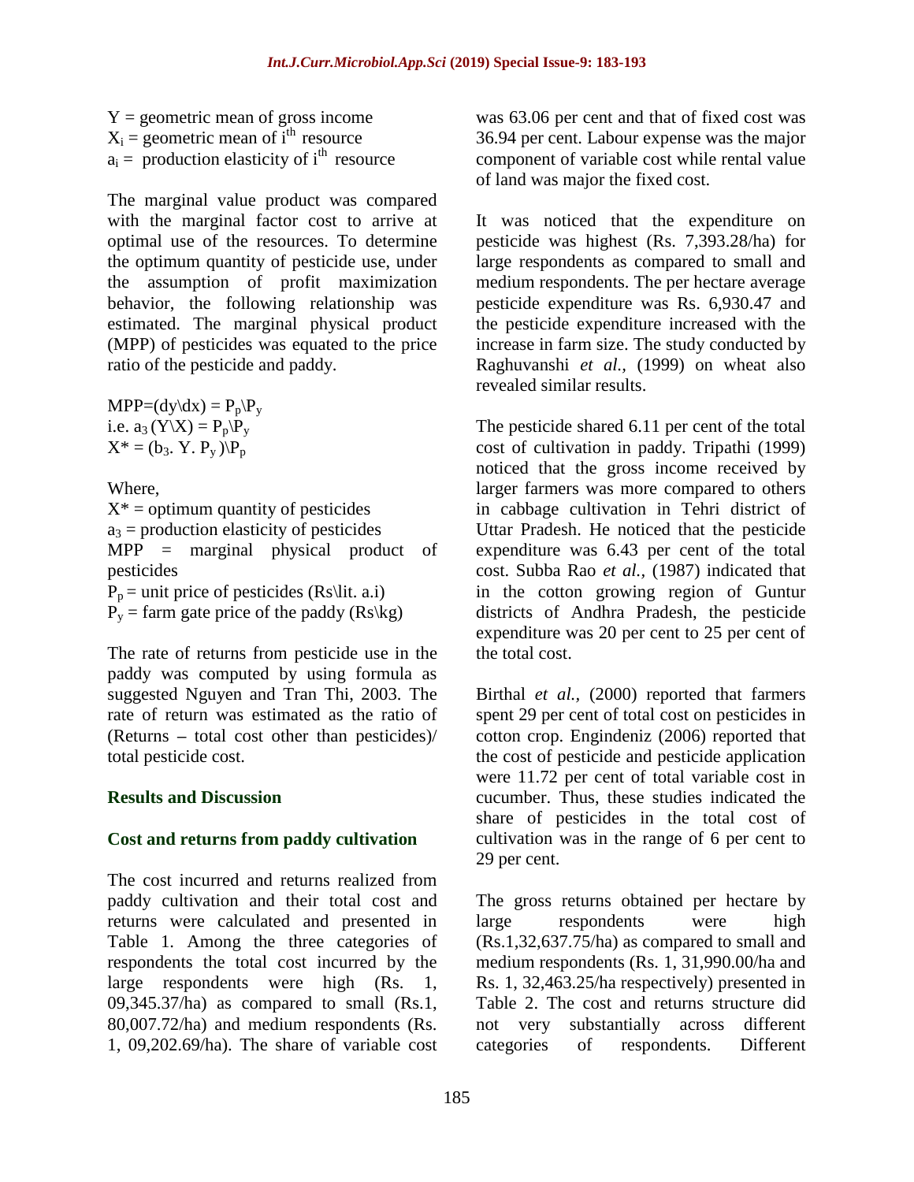$Y$ = geometric mean of gross income
$X_i$ = geometric mean of $i^{th}$ resource
$a_i$ = production elasticity of $i^{th}$ resource

The marginal value product was compared with the marginal factor cost to arrive at optimal use of the resources. To determine the optimum quantity of pesticide use, under the assumption of profit maximization behavior, the following relationship was estimated. The marginal physical product (MPP) of pesticides was equated to the price ratio of the pesticide and paddy.

$MPP=(dy\backslash dx) = P_p\backslash P_y$
i.e. $a_3\,(Y\backslash X) = P_p\backslash P_y$
$X^* = (b_3.\ Y.\ P_y\,)\backslash P_p$

Where,
$X^*$ = optimum quantity of pesticides
$a_3$ = production elasticity of pesticides
MPP = marginal physical product of pesticides
$P_p$ = unit price of pesticides (Rs\lit. a.i)
$P_y$ = farm gate price of the paddy (Rs\kg)

The rate of returns from pesticide use in the paddy was computed by using formula as suggested Nguyen and Tran Thi, 2003. The rate of return was estimated as the ratio of (Returns – total cost other than pesticides)/ total pesticide cost.

## Results and Discussion

### Cost and returns from paddy cultivation

The cost incurred and returns realized from paddy cultivation and their total cost and returns were calculated and presented in Table 1. Among the three categories of respondents the total cost incurred by the large respondents were high (Rs. 1, 09,345.37/ha) as compared to small (Rs.1, 80,007.72/ha) and medium respondents (Rs. 1, 09,202.69/ha). The share of variable cost was 63.06 per cent and that of fixed cost was 36.94 per cent. Labour expense was the major component of variable cost while rental value of land was major the fixed cost.

It was noticed that the expenditure on pesticide was highest (Rs. 7,393.28/ha) for large respondents as compared to small and medium respondents. The per hectare average pesticide expenditure was Rs. 6,930.47 and the pesticide expenditure increased with the increase in farm size. The study conducted by Raghuvanshi *et al.,* (1999) on wheat also revealed similar results.

The pesticide shared 6.11 per cent of the total cost of cultivation in paddy. Tripathi (1999) noticed that the gross income received by larger farmers was more compared to others in cabbage cultivation in Tehri district of Uttar Pradesh. He noticed that the pesticide expenditure was 6.43 per cent of the total cost. Subba Rao *et al.,* (1987) indicated that in the cotton growing region of Guntur districts of Andhra Pradesh, the pesticide expenditure was 20 per cent to 25 per cent of the total cost.

Birthal *et al.,* (2000) reported that farmers spent 29 per cent of total cost on pesticides in cotton crop. Engindeniz (2006) reported that the cost of pesticide and pesticide application were 11.72 per cent of total variable cost in cucumber. Thus, these studies indicated the share of pesticides in the total cost of cultivation was in the range of 6 per cent to 29 per cent.

The gross returns obtained per hectare by large respondents were high (Rs.1,32,637.75/ha) as compared to small and medium respondents (Rs. 1, 31,990.00/ha and Rs. 1, 32,463.25/ha respectively) presented in Table 2. The cost and returns structure did not very substantially across different categories of respondents. Different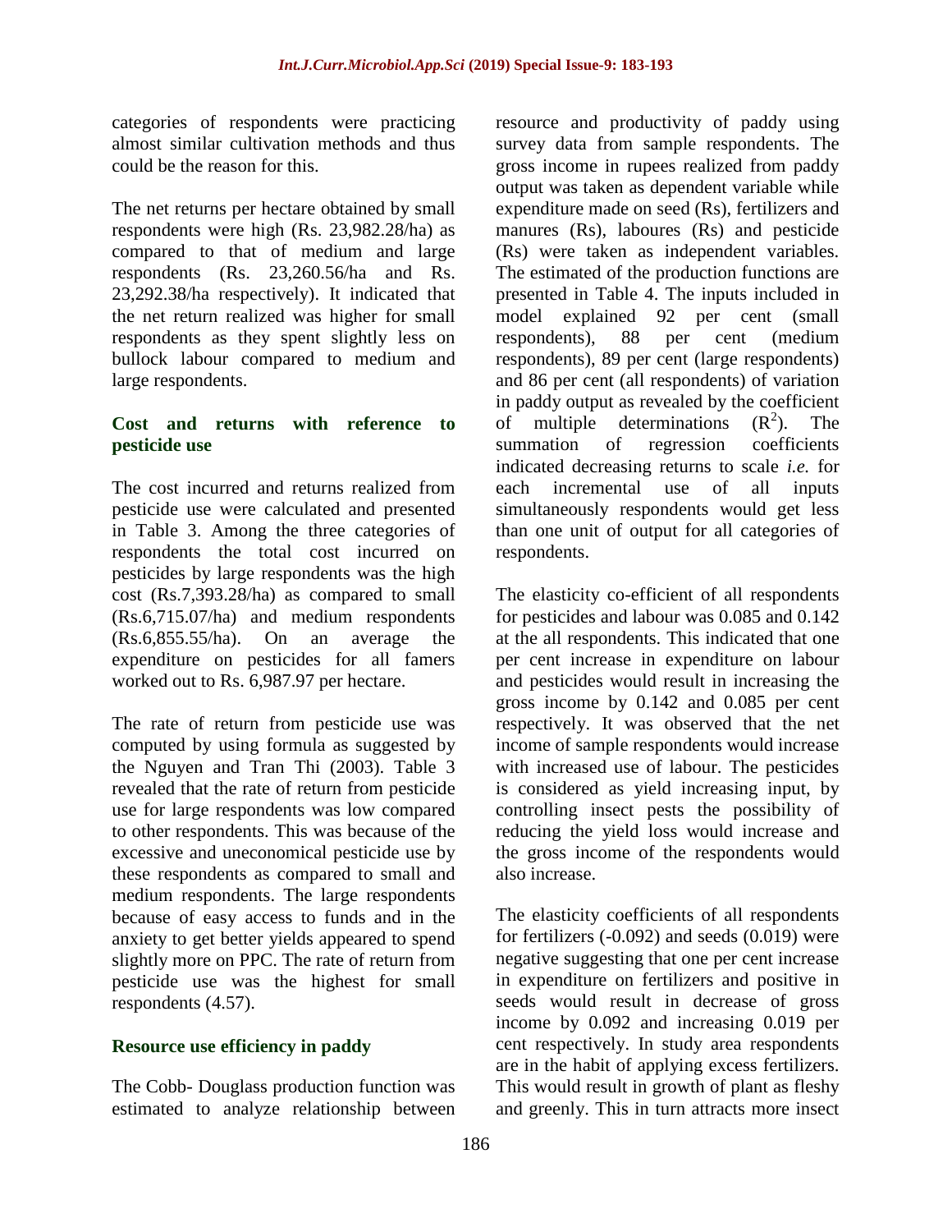categories of respondents were practicing almost similar cultivation methods and thus could be the reason for this.

The net returns per hectare obtained by small respondents were high (Rs. 23,982.28/ha) as compared to that of medium and large respondents (Rs. 23,260.56/ha and Rs. 23,292.38/ha respectively). It indicated that the net return realized was higher for small respondents as they spent slightly less on bullock labour compared to medium and large respondents.

### Cost and returns with reference to pesticide use

The cost incurred and returns realized from pesticide use were calculated and presented in Table 3. Among the three categories of respondents the total cost incurred on pesticides by large respondents was the high cost (Rs.7,393.28/ha) as compared to small (Rs.6,715.07/ha) and medium respondents (Rs.6,855.55/ha). On an average the expenditure on pesticides for all famers worked out to Rs. 6,987.97 per hectare.

The rate of return from pesticide use was computed by using formula as suggested by the Nguyen and Tran Thi (2003). Table 3 revealed that the rate of return from pesticide use for large respondents was low compared to other respondents. This was because of the excessive and uneconomical pesticide use by these respondents as compared to small and medium respondents. The large respondents because of easy access to funds and in the anxiety to get better yields appeared to spend slightly more on PPC. The rate of return from pesticide use was the highest for small respondents (4.57).

### Resource use efficiency in paddy

The Cobb- Douglass production function was estimated to analyze relationship between resource and productivity of paddy using survey data from sample respondents. The gross income in rupees realized from paddy output was taken as dependent variable while expenditure made on seed (Rs), fertilizers and manures (Rs), laboures (Rs) and pesticide (Rs) were taken as independent variables. The estimated of the production functions are presented in Table 4. The inputs included in model explained 92 per cent (small respondents), 88 per cent (medium respondents), 89 per cent (large respondents) and 86 per cent (all respondents) of variation in paddy output as revealed by the coefficient of multiple determinations ($R^2$). The summation of regression coefficients indicated decreasing returns to scale *i.e.* for each incremental use of all inputs simultaneously respondents would get less than one unit of output for all categories of respondents.

The elasticity co-efficient of all respondents for pesticides and labour was 0.085 and 0.142 at the all respondents. This indicated that one per cent increase in expenditure on labour and pesticides would result in increasing the gross income by 0.142 and 0.085 per cent respectively. It was observed that the net income of sample respondents would increase with increased use of labour. The pesticides is considered as yield increasing input, by controlling insect pests the possibility of reducing the yield loss would increase and the gross income of the respondents would also increase.

The elasticity coefficients of all respondents for fertilizers (-0.092) and seeds (0.019) were negative suggesting that one per cent increase in expenditure on fertilizers and positive in seeds would result in decrease of gross income by 0.092 and increasing 0.019 per cent respectively. In study area respondents are in the habit of applying excess fertilizers. This would result in growth of plant as fleshy and greenly. This in turn attracts more insect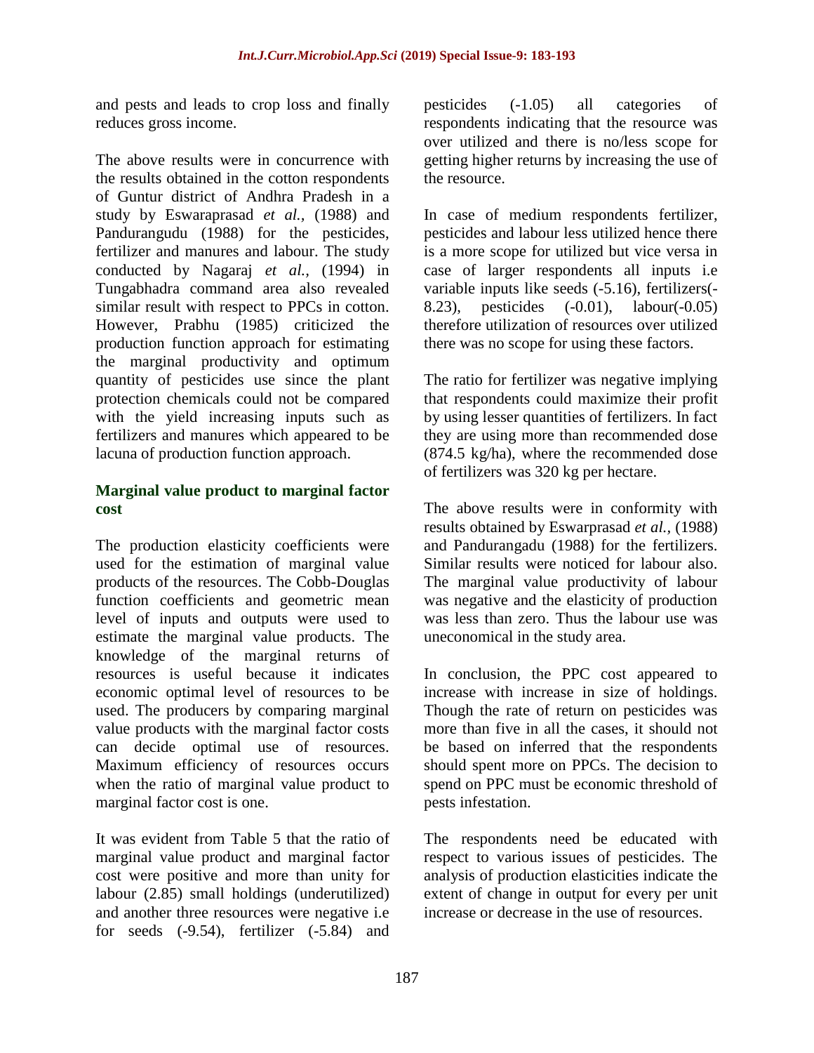and pests and leads to crop loss and finally reduces gross income.

The above results were in concurrence with the results obtained in the cotton respondents of Guntur district of Andhra Pradesh in a study by Eswaraprasad *et al.,* (1988) and Pandurangudu (1988) for the pesticides, fertilizer and manures and labour. The study conducted by Nagaraj *et al.,* (1994) in Tungabhadra command area also revealed similar result with respect to PPCs in cotton. However, Prabhu (1985) criticized the production function approach for estimating the marginal productivity and optimum quantity of pesticides use since the plant protection chemicals could not be compared with the yield increasing inputs such as fertilizers and manures which appeared to be lacuna of production function approach.

### Marginal value product to marginal factor cost

The production elasticity coefficients were used for the estimation of marginal value products of the resources. The Cobb-Douglas function coefficients and geometric mean level of inputs and outputs were used to estimate the marginal value products. The knowledge of the marginal returns of resources is useful because it indicates economic optimal level of resources to be used. The producers by comparing marginal value products with the marginal factor costs can decide optimal use of resources. Maximum efficiency of resources occurs when the ratio of marginal value product to marginal factor cost is one.

It was evident from Table 5 that the ratio of marginal value product and marginal factor cost were positive and more than unity for labour (2.85) small holdings (underutilized) and another three resources were negative i.e for seeds (-9.54), fertilizer (-5.84) and pesticides (-1.05) all categories of respondents indicating that the resource was over utilized and there is no/less scope for getting higher returns by increasing the use of the resource.

In case of medium respondents fertilizer, pesticides and labour less utilized hence there is a more scope for utilized but vice versa in case of larger respondents all inputs i.e variable inputs like seeds (-5.16), fertilizers(-8.23), pesticides (-0.01), labour(-0.05) therefore utilization of resources over utilized there was no scope for using these factors.

The ratio for fertilizer was negative implying that respondents could maximize their profit by using lesser quantities of fertilizers. In fact they are using more than recommended dose (874.5 kg/ha), where the recommended dose of fertilizers was 320 kg per hectare.

The above results were in conformity with results obtained by Eswarprasad *et al.,* (1988) and Pandurangadu (1988) for the fertilizers. Similar results were noticed for labour also. The marginal value productivity of labour was negative and the elasticity of production was less than zero. Thus the labour use was uneconomical in the study area.

In conclusion, the PPC cost appeared to increase with increase in size of holdings. Though the rate of return on pesticides was more than five in all the cases, it should not be based on inferred that the respondents should spent more on PPCs. The decision to spend on PPC must be economic threshold of pests infestation.

The respondents need be educated with respect to various issues of pesticides. The analysis of production elasticities indicate the extent of change in output for every per unit increase or decrease in the use of resources.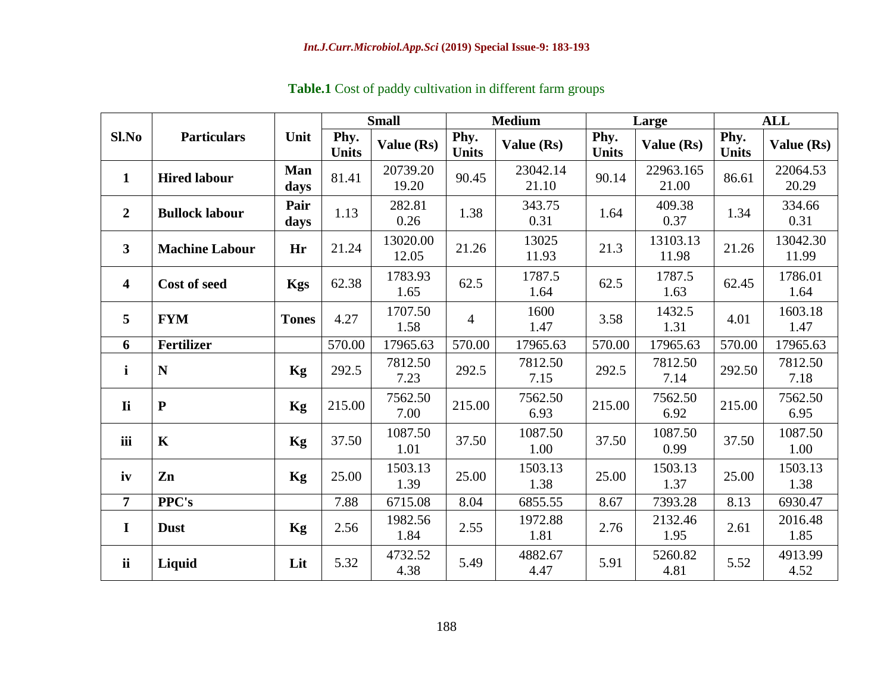**Table.1** Cost of paddy cultivation in different farm groups

| Sl.No | Particulars | Unit | Small | | Medium | | Large | | ALL | |
|---|---|---|---|---|---|---|---|---|---|---|
| | | | Phy. Units | Value (Rs) | Phy. Units | Value (Rs) | Phy. Units | Value (Rs) | Phy. Units | Value (Rs) |
| **1** | **Hired labour** | **Man days** | 81.41 | 20739.20 19.20 | 90.45 | 23042.14 21.10 | 90.14 | 22963.165 21.00 | 86.61 | 22064.53 20.29 |
| **2** | **Bullock labour** | **Pair days** | 1.13 | 282.81 0.26 | 1.38 | 343.75 0.31 | 1.64 | 409.38 0.37 | 1.34 | 334.66 0.31 |
| **3** | **Machine Labour** | **Hr** | 21.24 | 13020.00 12.05 | 21.26 | 13025 11.93 | 21.3 | 13103.13 11.98 | 21.26 | 13042.30 11.99 |
| **4** | **Cost of seed** | **Kgs** | 62.38 | 1783.93 1.65 | 62.5 | 1787.5 1.64 | 62.5 | 1787.5 1.63 | 62.45 | 1786.01 1.64 |
| **5** | **FYM** | **Tones** | 4.27 | 1707.50 1.58 | 4 | 1600 1.47 | 3.58 | 1432.5 1.31 | 4.01 | 1603.18 1.47 |
| **6** | **Fertilizer** | | 570.00 | 17965.63 | 570.00 | 17965.63 | 570.00 | 17965.63 | 570.00 | 17965.63 |
| **i** | **N** | **Kg** | 292.5 | 7812.50 7.23 | 292.5 | 7812.50 7.15 | 292.5 | 7812.50 7.14 | 292.50 | 7812.50 7.18 |
| **Ii** | **P** | **Kg** | 215.00 | 7562.50 7.00 | 215.00 | 7562.50 6.93 | 215.00 | 7562.50 6.92 | 215.00 | 7562.50 6.95 |
| **iii** | **K** | **Kg** | 37.50 | 1087.50 1.01 | 37.50 | 1087.50 1.00 | 37.50 | 1087.50 0.99 | 37.50 | 1087.50 1.00 |
| **iv** | **Zn** | **Kg** | 25.00 | 1503.13 1.39 | 25.00 | 1503.13 1.38 | 25.00 | 1503.13 1.37 | 25.00 | 1503.13 1.38 |
| **7** | **PPC's** | | 7.88 | 6715.08 | 8.04 | 6855.55 | 8.67 | 7393.28 | 8.13 | 6930.47 |
| **I** | **Dust** | **Kg** | 2.56 | 1982.56 1.84 | 2.55 | 1972.88 1.81 | 2.76 | 2132.46 1.95 | 2.61 | 2016.48 1.85 |
| **ii** | **Liquid** | **Lit** | 5.32 | 4732.52 4.38 | 5.49 | 4882.67 4.47 | 5.91 | 5260.82 4.81 | 5.52 | 4913.99 4.52 |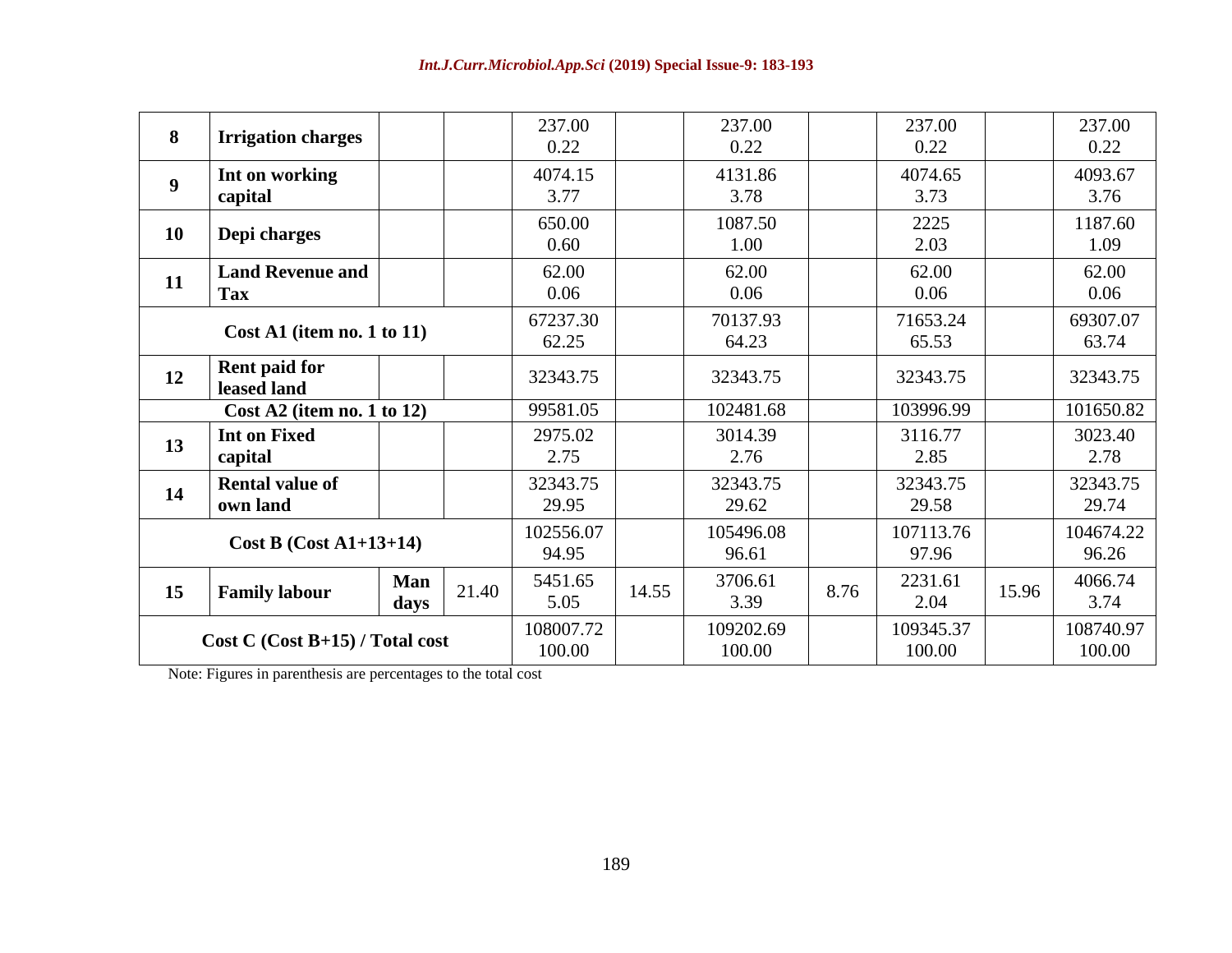| 8 | Irrigation charges | | | 237.00<br>0.22 | | 237.00<br>0.22 | | 237.00<br>0.22 | | 237.00<br>0.22 |
|---|---|---|---|---|---|---|---|---|---|---|
| 9 | Int on working capital | | | 4074.15<br>3.77 | | 4131.86<br>3.78 | | 4074.65<br>3.73 | | 4093.67<br>3.76 |
| 10 | Depi charges | | | 650.00<br>0.60 | | 1087.50<br>1.00 | | 2225<br>2.03 | | 1187.60<br>1.09 |
| 11 | Land Revenue and Tax | | | 62.00<br>0.06 | | 62.00<br>0.06 | | 62.00<br>0.06 | | 62.00<br>0.06 |
| **Cost A1 (item no. 1 to 11)** | | | | 67237.30<br>62.25 | | 70137.93<br>64.23 | | 71653.24<br>65.53 | | 69307.07<br>63.74 |
| 12 | Rent paid for leased land | | | 32343.75 | | 32343.75 | | 32343.75 | | 32343.75 |
| **Cost A2 (item no. 1 to 12)** | | | | 99581.05 | | 102481.68 | | 103996.99 | | 101650.82 |
| 13 | Int on Fixed capital | | | 2975.02<br>2.75 | | 3014.39<br>2.76 | | 3116.77<br>2.85 | | 3023.40<br>2.78 |
| 14 | Rental value of own land | | | 32343.75<br>29.95 | | 32343.75<br>29.62 | | 32343.75<br>29.58 | | 32343.75<br>29.74 |
| **Cost B (Cost A1+13+14)** | | | | 102556.07<br>94.95 | | 105496.08<br>96.61 | | 107113.76<br>97.96 | | 104674.22<br>96.26 |
| 15 | Family labour | Man days | 21.40 | 5451.65<br>5.05 | 14.55 | 3706.61<br>3.39 | 8.76 | 2231.61<br>2.04 | 15.96 | 4066.74<br>3.74 |
| **Cost C (Cost B+15) / Total cost** | | | | 108007.72<br>100.00 | | 109202.69<br>100.00 | | 109345.37<br>100.00 | | 108740.97<br>100.00 |

Note: Figures in parenthesis are percentages to the total cost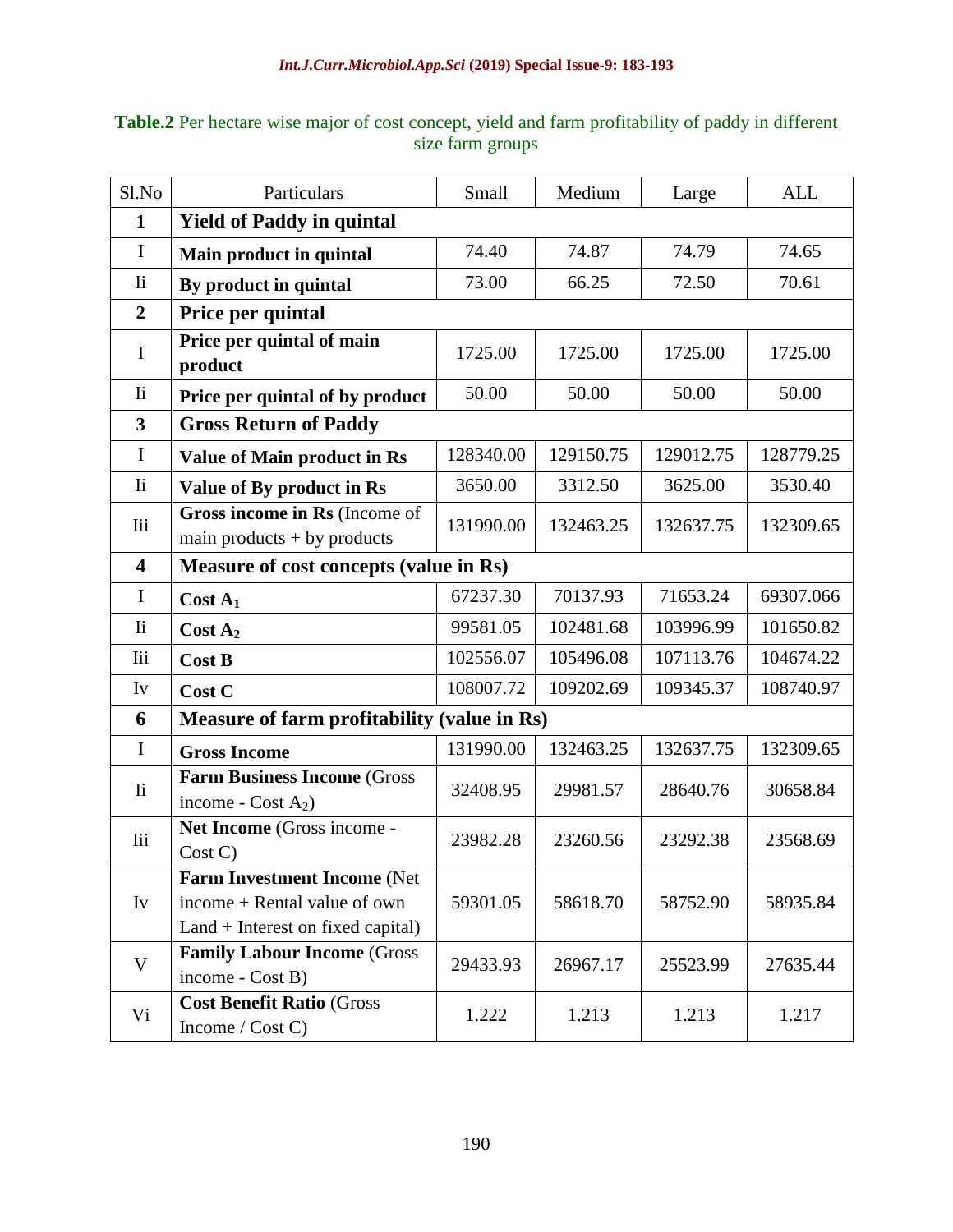**Table.2** Per hectare wise major of cost concept, yield and farm profitability of paddy in different size farm groups

| Sl.No | Particulars | Small | Medium | Large | ALL |
|---|---|---|---|---|---|
| **1** | **Yield of Paddy in quintal** | | | | |
| I | **Main product in quintal** | 74.40 | 74.87 | 74.79 | 74.65 |
| Ii | **By product in quintal** | 73.00 | 66.25 | 72.50 | 70.61 |
| **2** | **Price per quintal** | | | | |
| I | **Price per quintal of main product** | 1725.00 | 1725.00 | 1725.00 | 1725.00 |
| Ii | **Price per quintal of by product** | 50.00 | 50.00 | 50.00 | 50.00 |
| **3** | **Gross Return of Paddy** | | | | |
| I | **Value of Main product in Rs** | 128340.00 | 129150.75 | 129012.75 | 128779.25 |
| Ii | **Value of By product in Rs** | 3650.00 | 3312.50 | 3625.00 | 3530.40 |
| Iii | **Gross income in Rs** (Income of main products + by products | 131990.00 | 132463.25 | 132637.75 | 132309.65 |
| **4** | **Measure of cost concepts (value in Rs)** | | | | |
| I | **Cost $A_1$** | 67237.30 | 70137.93 | 71653.24 | 69307.066 |
| Ii | **Cost $A_2$** | 99581.05 | 102481.68 | 103996.99 | 101650.82 |
| Iii | **Cost B** | 102556.07 | 105496.08 | 107113.76 | 104674.22 |
| Iv | **Cost C** | 108007.72 | 109202.69 | 109345.37 | 108740.97 |
| **6** | **Measure of farm profitability (value in Rs)** | | | | |
| I | **Gross Income** | 131990.00 | 132463.25 | 132637.75 | 132309.65 |
| Ii | **Farm Business Income** (Gross income - Cost $A_2$) | 32408.95 | 29981.57 | 28640.76 | 30658.84 |
| Iii | **Net Income** (Gross income - Cost C) | 23982.28 | 23260.56 | 23292.38 | 23568.69 |
| Iv | **Farm Investment Income** (Net income + Rental value of own Land + Interest on fixed capital) | 59301.05 | 58618.70 | 58752.90 | 58935.84 |
| V | **Family Labour Income** (Gross income - Cost B) | 29433.93 | 26967.17 | 25523.99 | 27635.44 |
| Vi | **Cost Benefit Ratio** (Gross Income / Cost C) | 1.222 | 1.213 | 1.213 | 1.217 |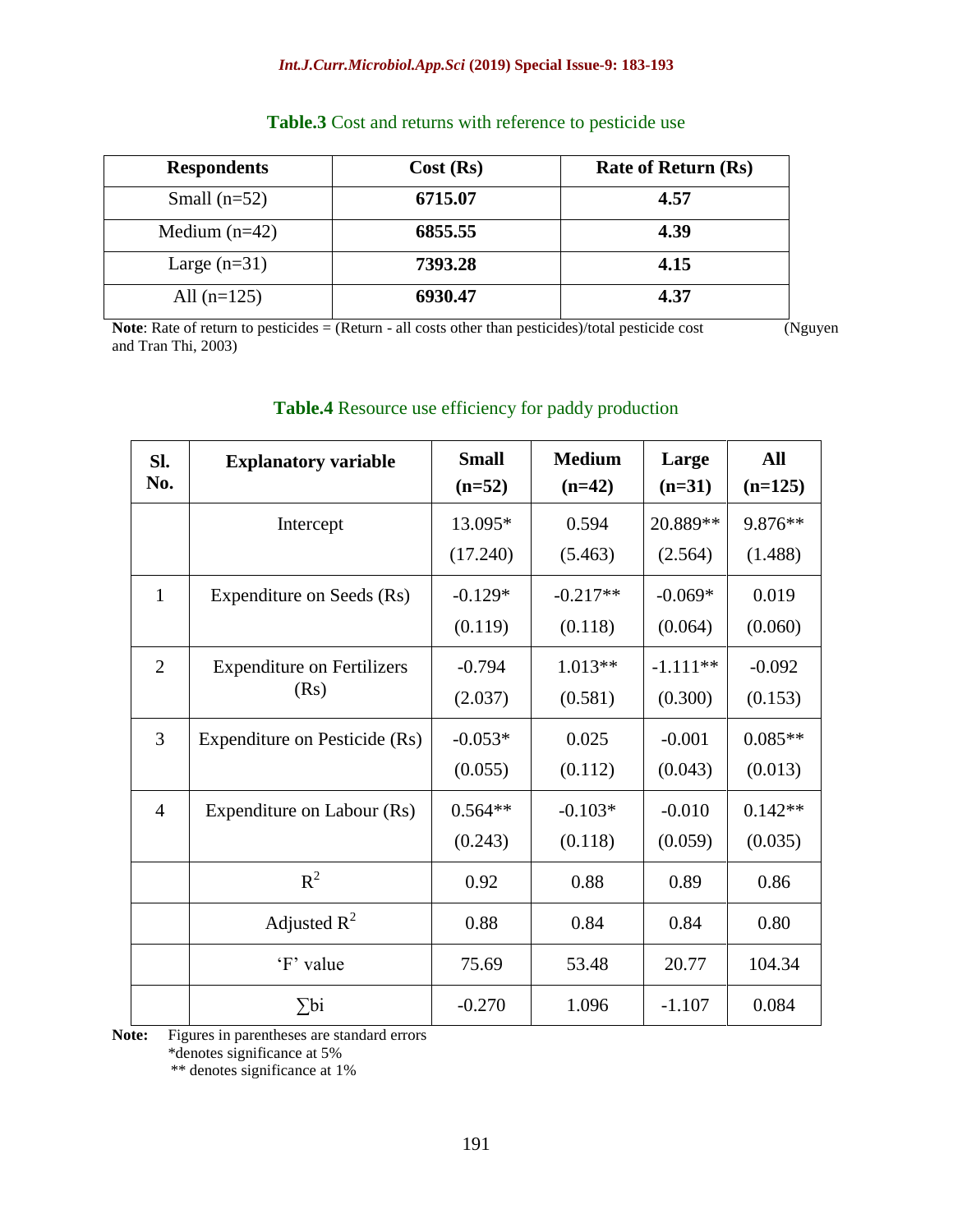**Table.3** Cost and returns with reference to pesticide use

| Respondents | Cost (Rs) | Rate of Return (Rs) |
|---|---|---|
| Small (n=52) | **6715.07** | **4.57** |
| Medium (n=42) | **6855.55** | **4.39** |
| Large (n=31) | **7393.28** | **4.15** |
| All (n=125) | **6930.47** | **4.37** |

**Note**: Rate of return to pesticides = (Return - all costs other than pesticides)/total pesticide cost (Nguyen and Tran Thi, 2003)

**Table.4** Resource use efficiency for paddy production

| Sl. No. | Explanatory variable | Small (n=52) | Medium (n=42) | Large (n=31) | All (n=125) |
|---|---|---|---|---|---|
| | Intercept | 13.095* (17.240) | 0.594 (5.463) | 20.889** (2.564) | 9.876** (1.488) |
| 1 | Expenditure on Seeds (Rs) | -0.129* (0.119) | -0.217** (0.118) | -0.069* (0.064) | 0.019 (0.060) |
| 2 | Expenditure on Fertilizers (Rs) | -0.794 (2.037) | 1.013** (0.581) | -1.111** (0.300) | -0.092 (0.153) |
| 3 | Expenditure on Pesticide (Rs) | -0.053* (0.055) | 0.025 (0.112) | -0.001 (0.043) | 0.085** (0.013) |
| 4 | Expenditure on Labour (Rs) | 0.564** (0.243) | -0.103* (0.118) | -0.010 (0.059) | 0.142** (0.035) |
| | $R^2$ | 0.92 | 0.88 | 0.89 | 0.86 |
| | Adjusted $R^2$ | 0.88 | 0.84 | 0.84 | 0.80 |
| | 'F' value | 75.69 | 53.48 | 20.77 | 104.34 |
| | $\sum bi$ | -0.270 | 1.096 | -1.107 | 0.084 |

**Note:** Figures in parentheses are standard errors
*denotes significance at 5%
** denotes significance at 1%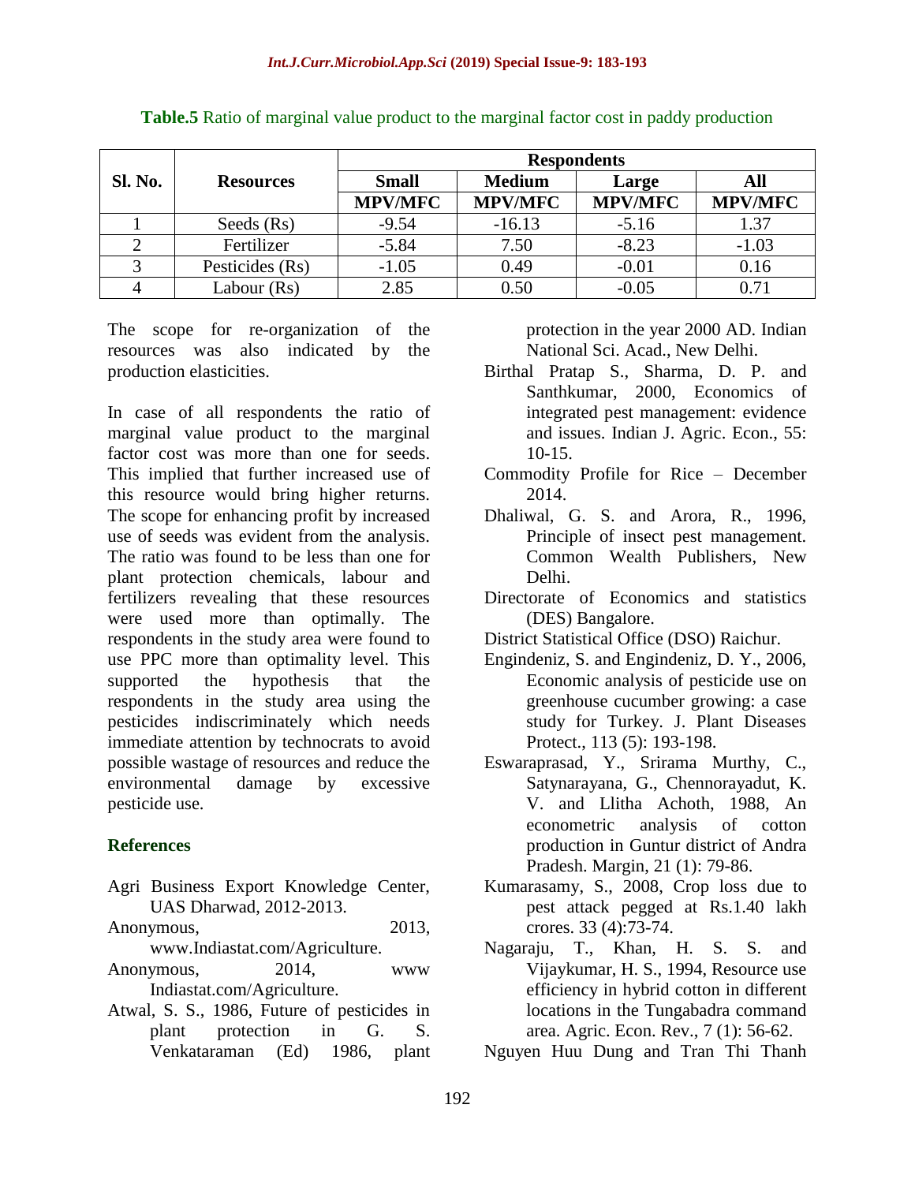**Table.5** Ratio of marginal value product to the marginal factor cost in paddy production

| Sl. No. | Resources | Respondents | | | |
|---|---|---|---|---|---|
| | | Small | Medium | Large | All |
| | | MPV/MFC | MPV/MFC | MPV/MFC | MPV/MFC |
| 1 | Seeds (Rs) | -9.54 | -16.13 | -5.16 | 1.37 |
| 2 | Fertilizer | -5.84 | 7.50 | -8.23 | -1.03 |
| 3 | Pesticides (Rs) | -1.05 | 0.49 | -0.01 | 0.16 |
| 4 | Labour (Rs) | 2.85 | 0.50 | -0.05 | 0.71 |

The scope for re-organization of the resources was also indicated by the production elasticities.

In case of all respondents the ratio of marginal value product to the marginal factor cost was more than one for seeds. This implied that further increased use of this resource would bring higher returns. The scope for enhancing profit by increased use of seeds was evident from the analysis. The ratio was found to be less than one for plant protection chemicals, labour and fertilizers revealing that these resources were used more than optimally. The respondents in the study area were found to use PPC more than optimality level. This supported the hypothesis that the respondents in the study area using the pesticides indiscriminately which needs immediate attention by technocrats to avoid possible wastage of resources and reduce the environmental damage by excessive pesticide use.

## References

Agri Business Export Knowledge Center, UAS Dharwad, 2012-2013.

Anonymous, 2013, www.Indiastat.com/Agriculture.

Anonymous, 2014, www Indiastat.com/Agriculture.

Atwal, S. S., 1986, Future of pesticides in plant protection in G. S. Venkataraman (Ed) 1986, plant protection in the year 2000 AD. Indian National Sci. Acad., New Delhi.

Birthal Pratap S., Sharma, D. P. and Santhkumar, 2000, Economics of integrated pest management: evidence and issues. Indian J. Agric. Econ., 55: 10-15.

Commodity Profile for Rice – December 2014.

Dhaliwal, G. S. and Arora, R., 1996, Principle of insect pest management. Common Wealth Publishers, New Delhi.

Directorate of Economics and statistics (DES) Bangalore.

District Statistical Office (DSO) Raichur.

Engindeniz, S. and Engindeniz, D. Y., 2006, Economic analysis of pesticide use on greenhouse cucumber growing: a case study for Turkey. J. Plant Diseases Protect., 113 (5): 193-198.

Eswaraprasad, Y., Srirama Murthy, C., Satynarayana, G., Chennorayadut, K. V. and Llitha Achoth, 1988, An econometric analysis of cotton production in Guntur district of Andra Pradesh. Margin, 21 (1): 79-86.

Kumarasamy, S., 2008, Crop loss due to pest attack pegged at Rs.1.40 lakh crores. 33 (4):73-74.

Nagaraju, T., Khan, H. S. S. and Vijaykumar, H. S., 1994, Resource use efficiency in hybrid cotton in different locations in the Tungabadra command area. Agric. Econ. Rev., 7 (1): 56-62.

Nguyen Huu Dung and Tran Thi Thanh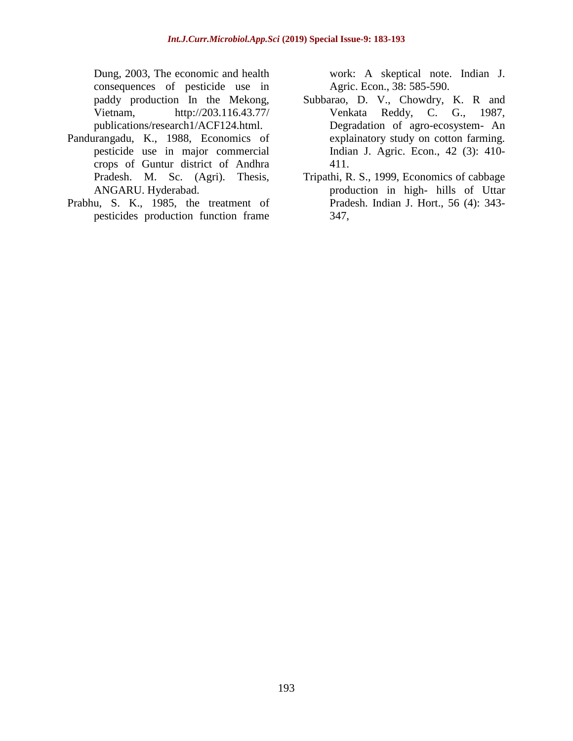Dung, 2003, The economic and health consequences of pesticide use in paddy production In the Mekong, Vietnam, http://203.116.43.77/publications/research1/ACF124.html.

Pandurangadu, K., 1988, Economics of pesticide use in major commercial crops of Guntur district of Andhra Pradesh. M. Sc. (Agri). Thesis, ANGARU. Hyderabad.

Prabhu, S. K., 1985, the treatment of pesticides production function frame work: A skeptical note. Indian J. Agric. Econ., 38: 585-590.

Subbarao, D. V., Chowdry, K. R and Venkata Reddy, C. G., 1987, Degradation of agro-ecosystem- An explainatory study on cotton farming. Indian J. Agric. Econ., 42 (3): 410-411.

Tripathi, R. S., 1999, Economics of cabbage production in high- hills of Uttar Pradesh. Indian J. Hort., 56 (4): 343-347,